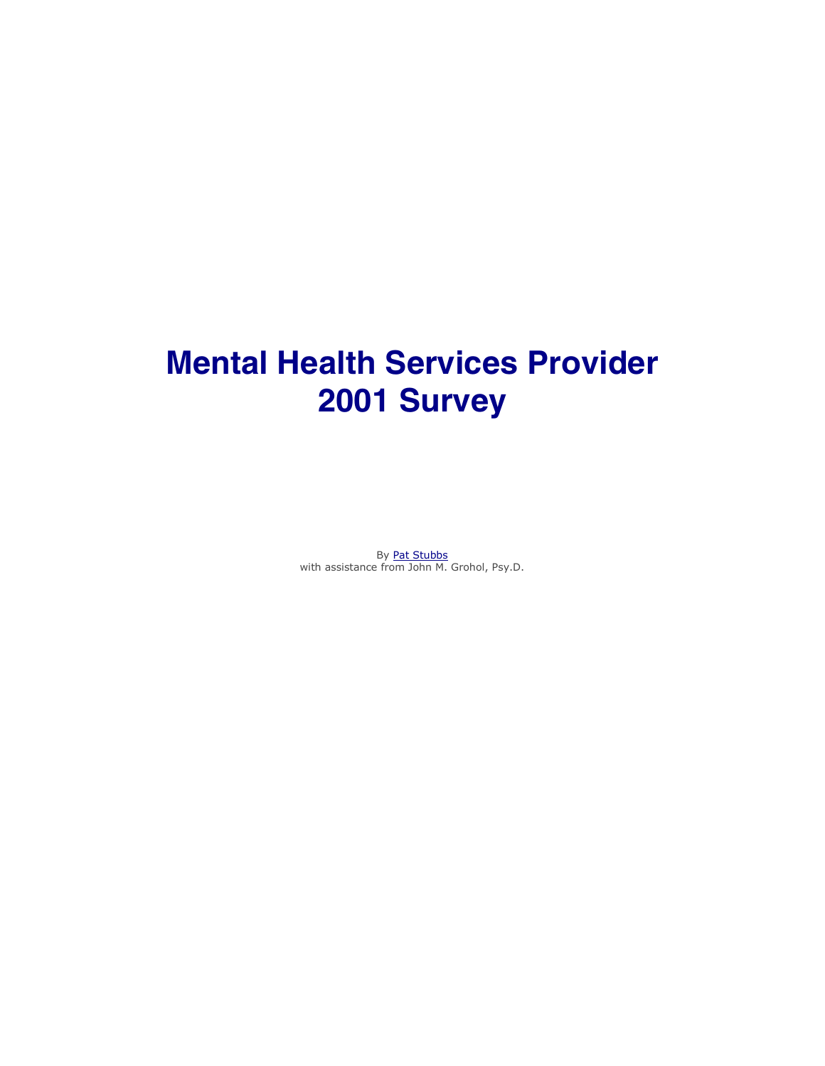# Mental Health Services Provider 2001 Survey

By [Pat Stubbs]
with assistance from John M. Grohol, Psy.D.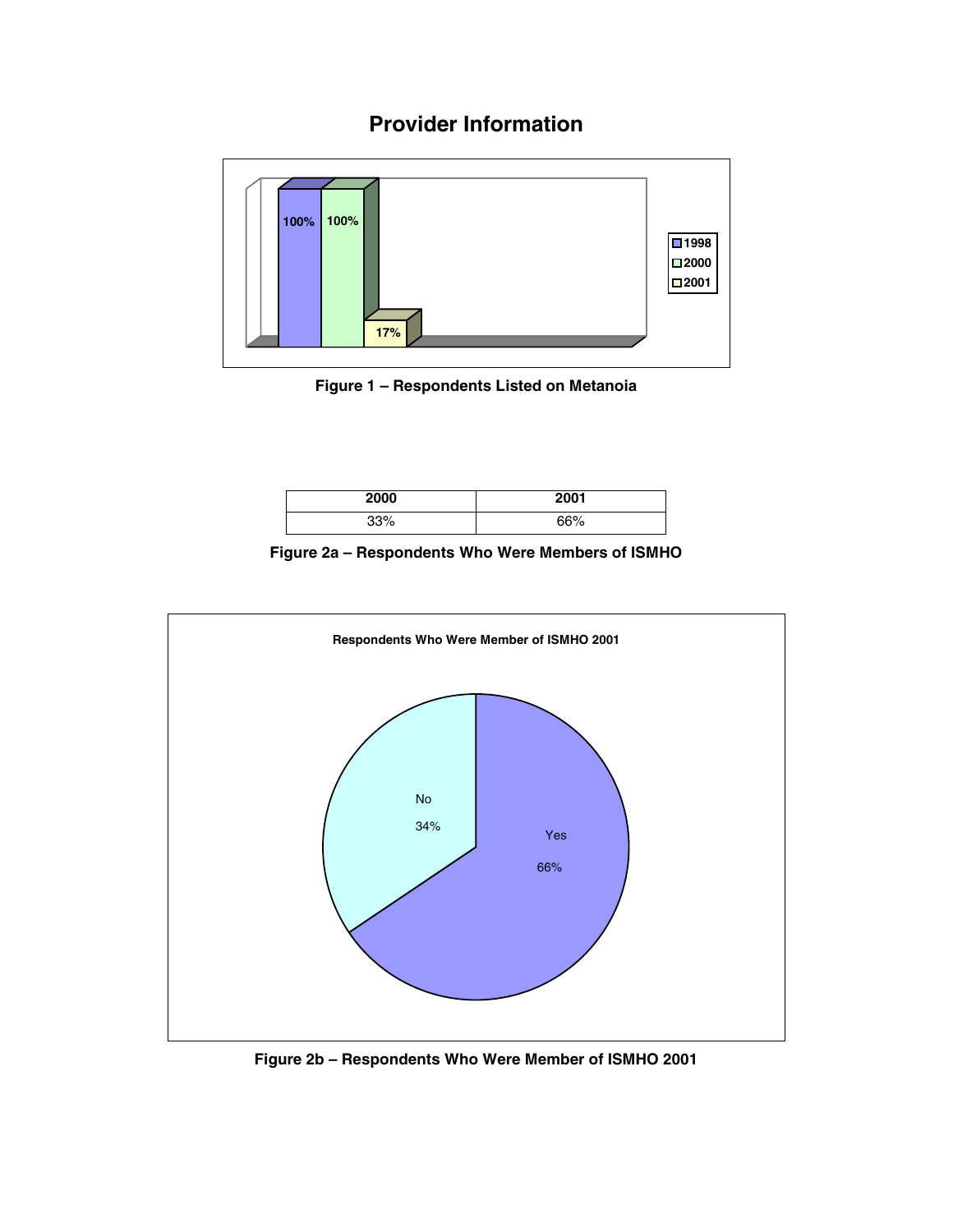# Provider Information

Figure 1 – Respondents Listed on Metanoia

| 2000 | 2001 |
|---|---|
| 33% | 66% |

Figure 2a – Respondents Who Were Members of ISMHO

Figure 2b – Respondents Who Were Member of ISMHO 2001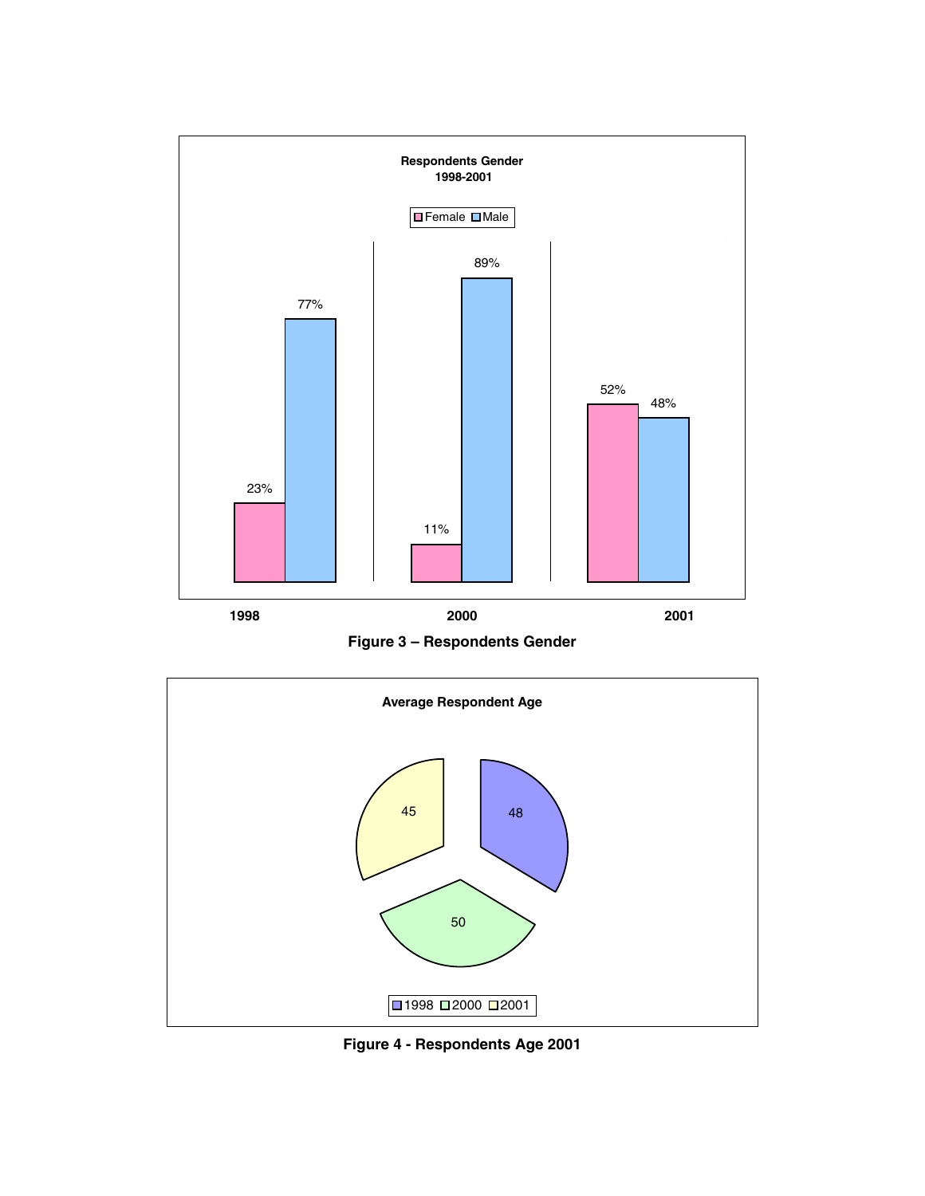**Respondents Gender**
**1998-2001**

| Year | Female | Male |
|---|---|---|
| 1998 | 23% | 77% |
| 2000 | 11% | 89% |
| 2001 | 52% | 48% |

**Figure 3 – Respondents Gender**

**Average Respondent Age**

| Year | Average Age |
|---|---|
| 1998 | 48 |
| 2000 | 50 |
| 2001 | 45 |

**Figure 4 - Respondents Age 2001**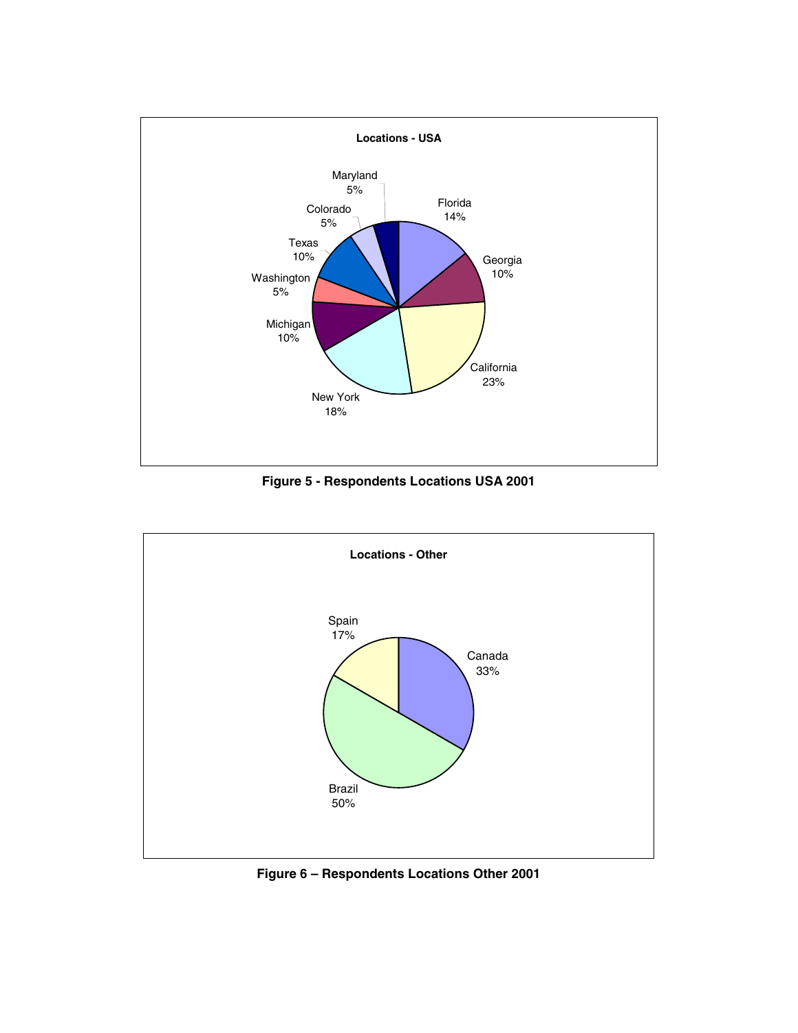**Locations - USA**

| Location | Percentage |
|---|---|
| Florida | 14% |
| Georgia | 10% |
| California | 23% |
| New York | 18% |
| Michigan | 10% |
| Washington | 5% |
| Texas | 10% |
| Colorado | 5% |
| Maryland | 5% |

**Figure 5 - Respondents Locations USA 2001**

**Locations - Other**

| Location | Percentage |
|---|---|
| Canada | 33% |
| Brazil | 50% |
| Spain | 17% |

**Figure 6 – Respondents Locations Other 2001**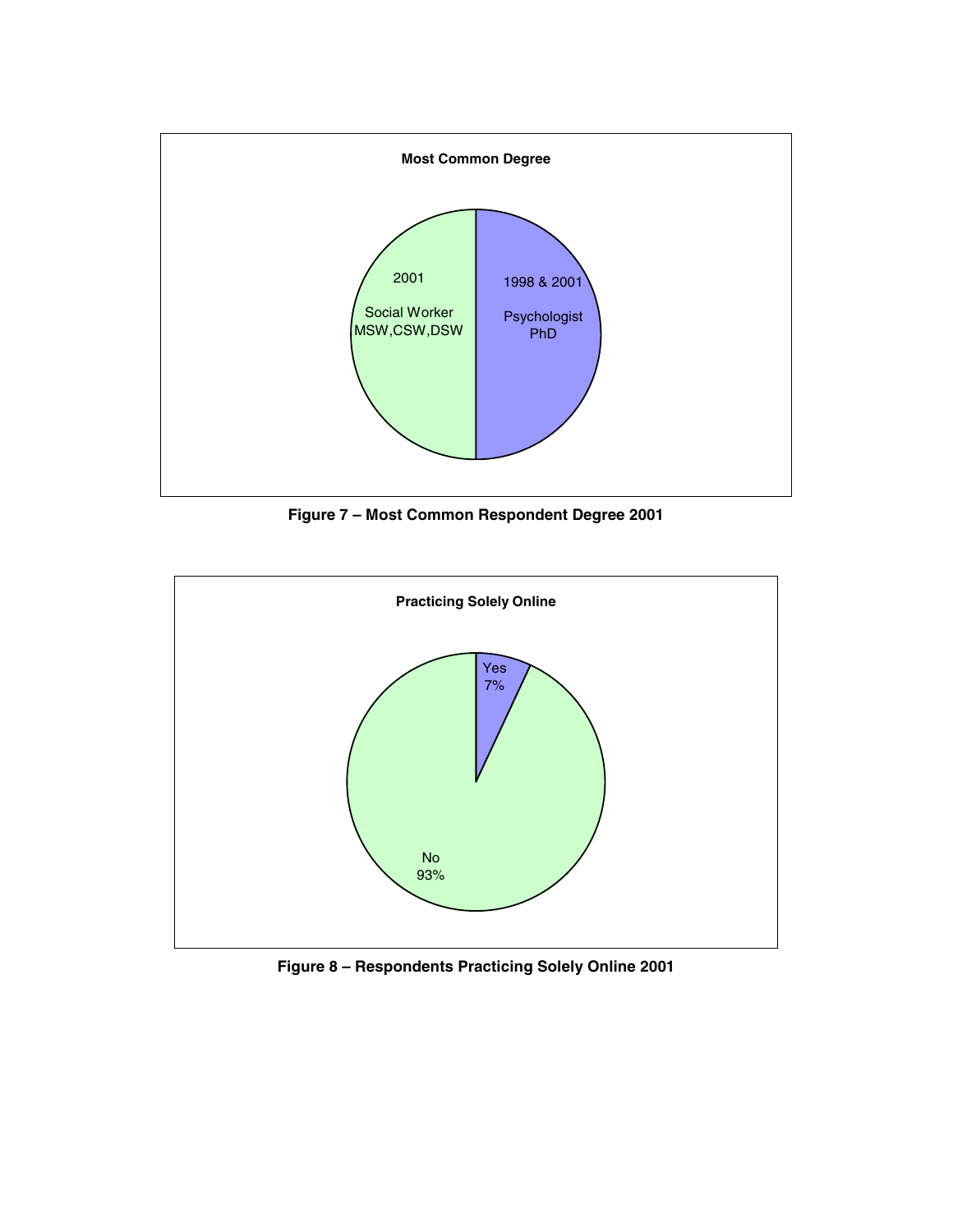**Most Common Degree**

2001

Social Worker
MSW,CSW,DSW

1998 & 2001

Psychologist
PhD

**Figure 7 – Most Common Respondent Degree 2001**

**Practicing Solely Online**

Yes
7%

No
93%

**Figure 8 – Respondents Practicing Solely Online 2001**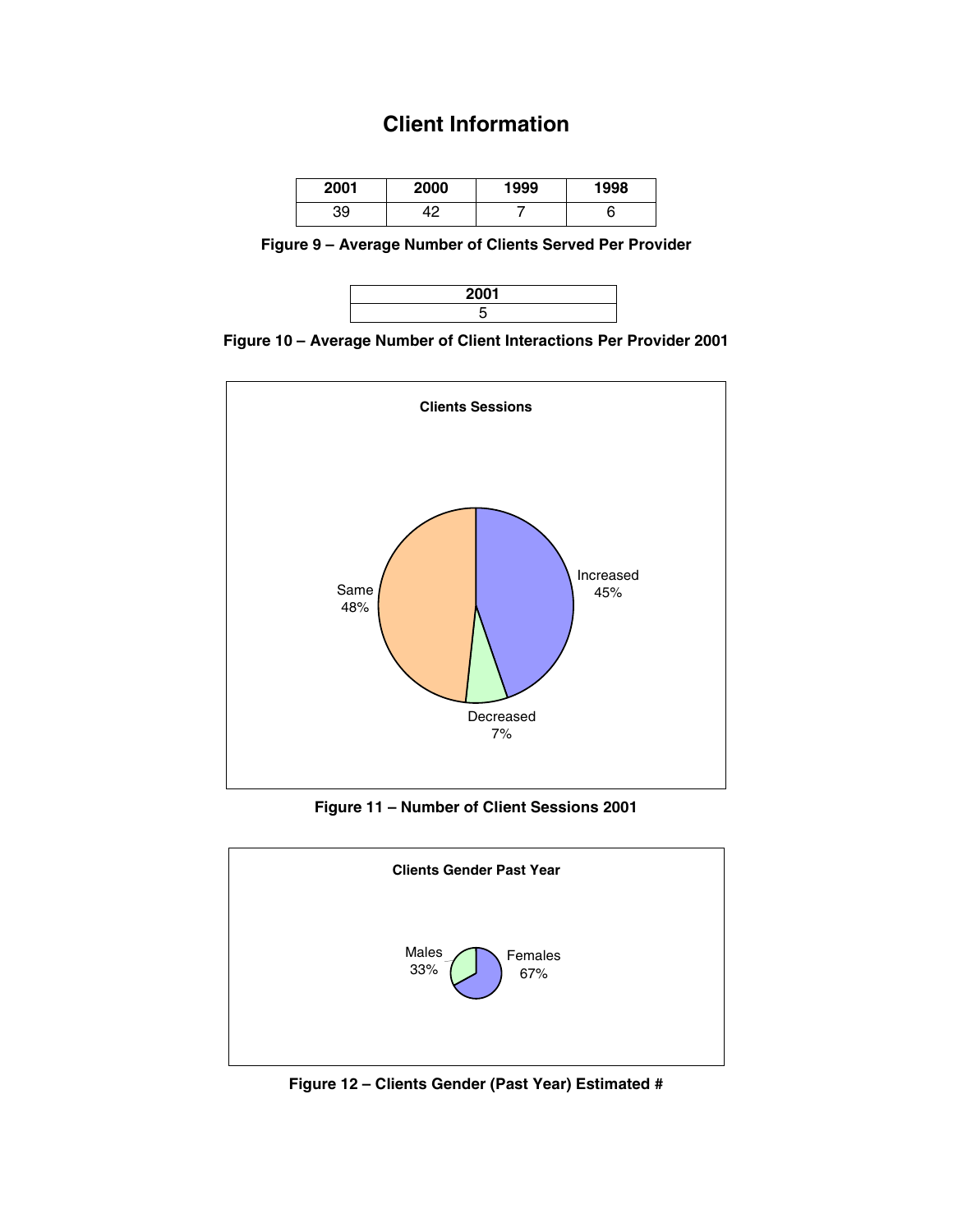# Client Information

| 2001 | 2000 | 1999 | 1998 |
|---|---|---|---|
| 39 | 42 | 7 | 6 |

**Figure 9 – Average Number of Clients Served Per Provider**

| 2001 |
|---|
| 5 |

**Figure 10 – Average Number of Client Interactions Per Provider 2001**

**Clients Sessions**

Same 48%

Increased 45%

Decreased 7%

**Figure 11 – Number of Client Sessions 2001**

**Clients Gender Past Year**

Males 33%

Females 67%

**Figure 12 – Clients Gender (Past Year) Estimated #**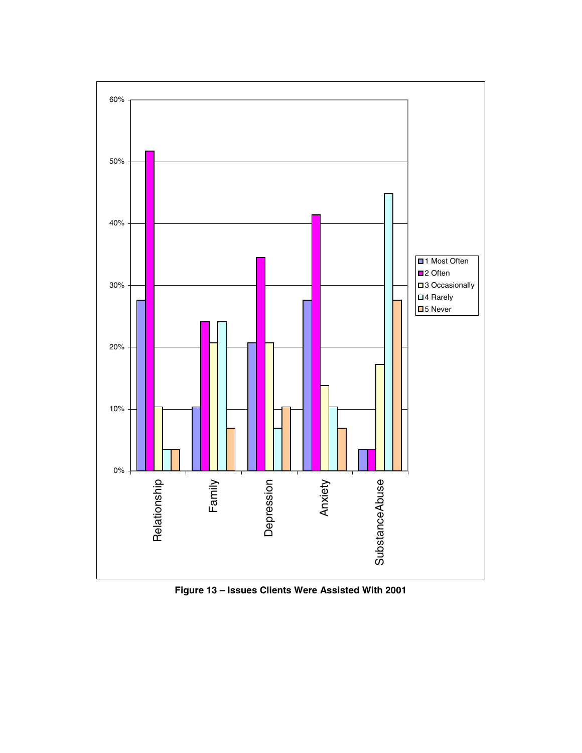**Figure 13 – Issues Clients Were Assisted With 2001**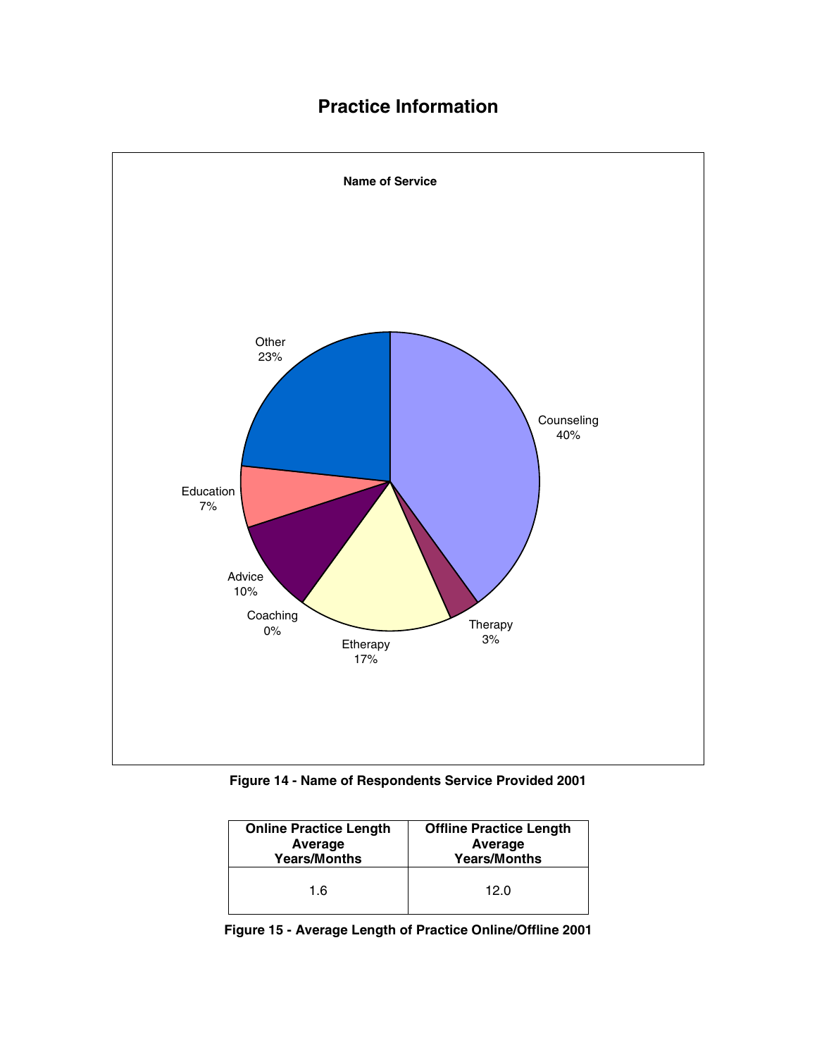# Practice Information

**Name of Service**

| Service | Percentage |
|---|---|
| Counseling | 40% |
| Therapy | 3% |
| Etherapy | 17% |
| Coaching | 0% |
| Advice | 10% |
| Education | 7% |
| Other | 23% |

**Figure 14 - Name of Respondents Service Provided 2001**

| Online Practice Length Average Years/Months | Offline Practice Length Average Years/Months |
|---|---|
| 1.6 | 12.0 |

**Figure 15 - Average Length of Practice Online/Offline 2001**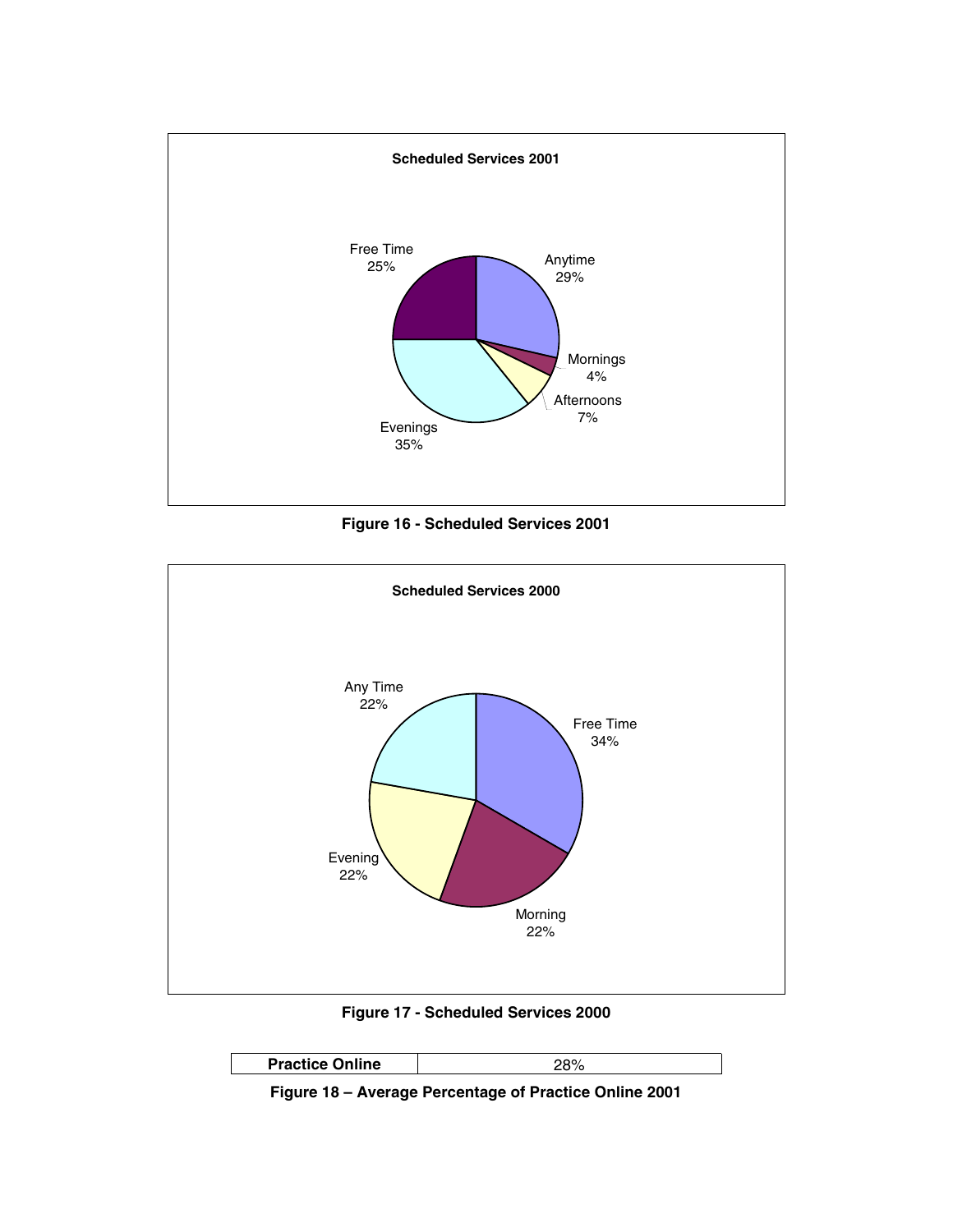**Scheduled Services 2001**

| Category | Percentage |
| --- | --- |
| Anytime | 29% |
| Mornings | 4% |
| Afternoons | 7% |
| Evenings | 35% |
| Free Time | 25% |

**Figure 16 - Scheduled Services 2001**

**Scheduled Services 2000**

| Category | Percentage |
| --- | --- |
| Free Time | 34% |
| Morning | 22% |
| Evening | 22% |
| Any Time | 22% |

**Figure 17 - Scheduled Services 2000**

| **Practice Online** | 28% |
| --- | --- |

**Figure 18 – Average Percentage of Practice Online 2001**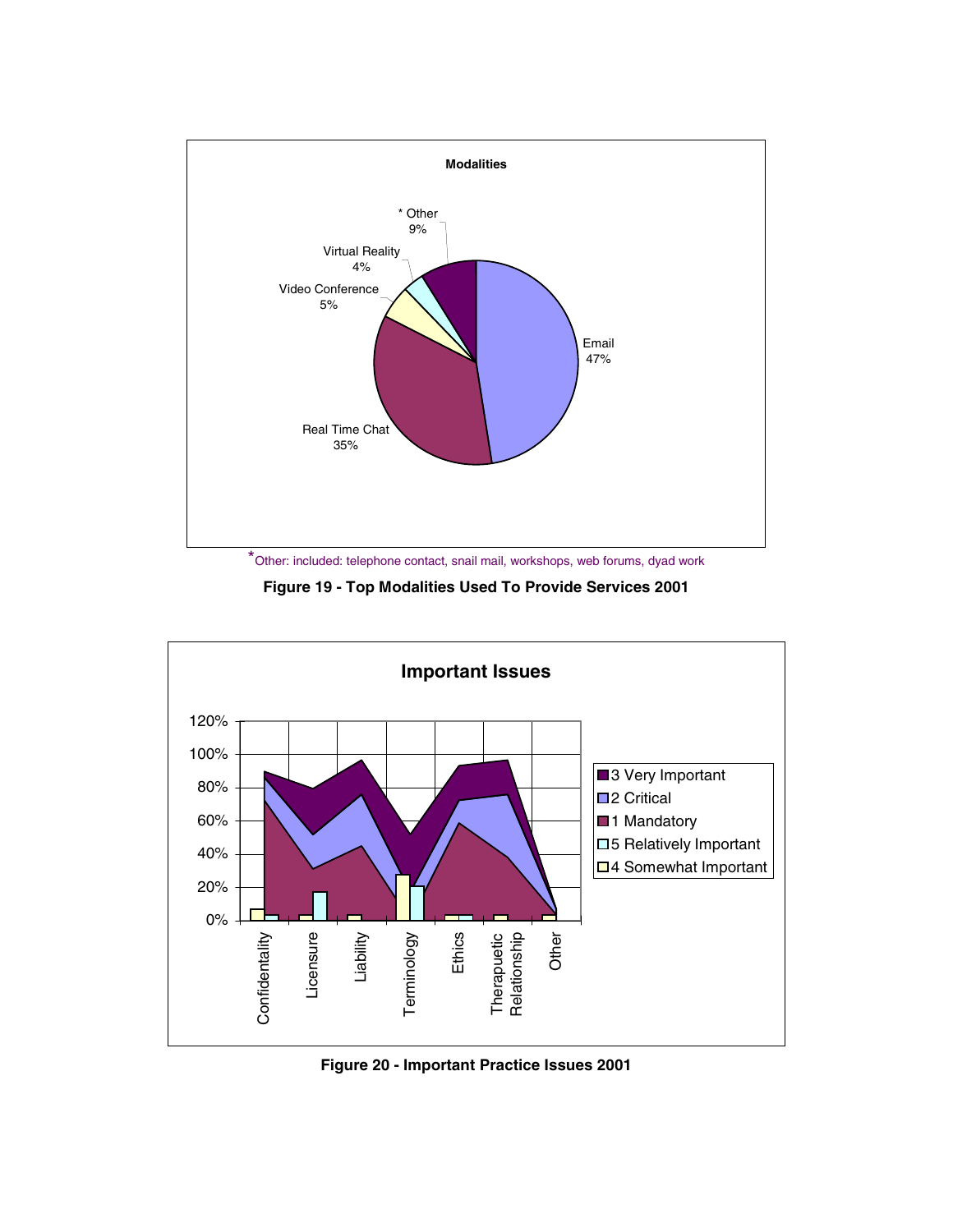**Modalities**

| Modality | Percentage |
|---|---|
| Email | 47% |
| Real Time Chat | 35% |
| Video Conference | 5% |
| Virtual Reality | 4% |
| * Other | 9% |

*Other: included: telephone contact, snail mail, workshops, web forums, dyad work

**Figure 19 - Top Modalities Used To Provide Services 2001**

**Important Issues**

Categories: Confidentality, Licensure, Liability, Terminology, Ethics, Therapuetic Relationship, Other

Legend: 3 Very Important; 2 Critical; 1 Mandatory; 5 Relatively Important; 4 Somewhat Important

**Figure 20 - Important Practice Issues 2001**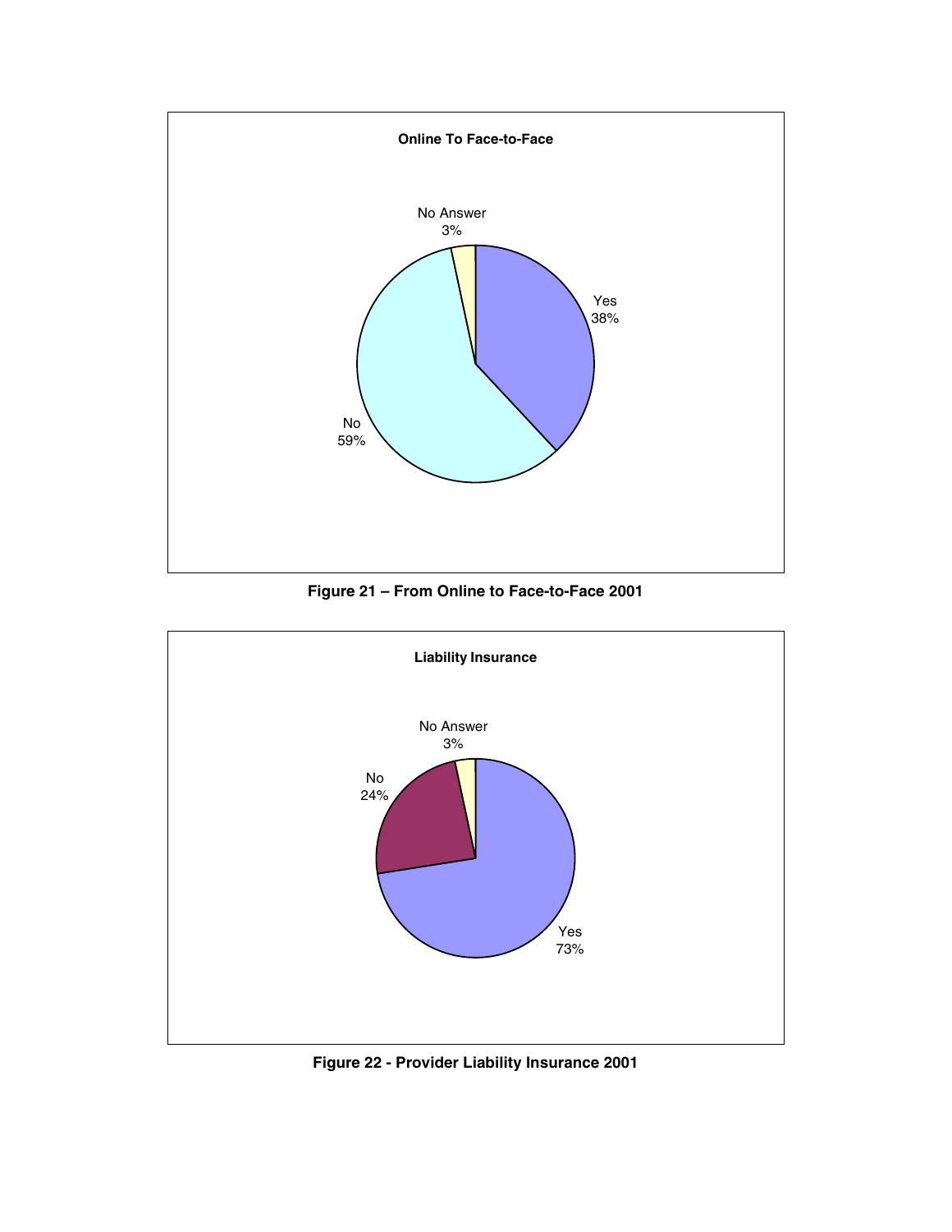**Online To Face-to-Face**

No Answer 3%

Yes 38%

No 59%

**Figure 21 – From Online to Face-to-Face 2001**

**Liability Insurance**

No Answer 3%

No 24%

Yes 73%

**Figure 22 - Provider Liability Insurance 2001**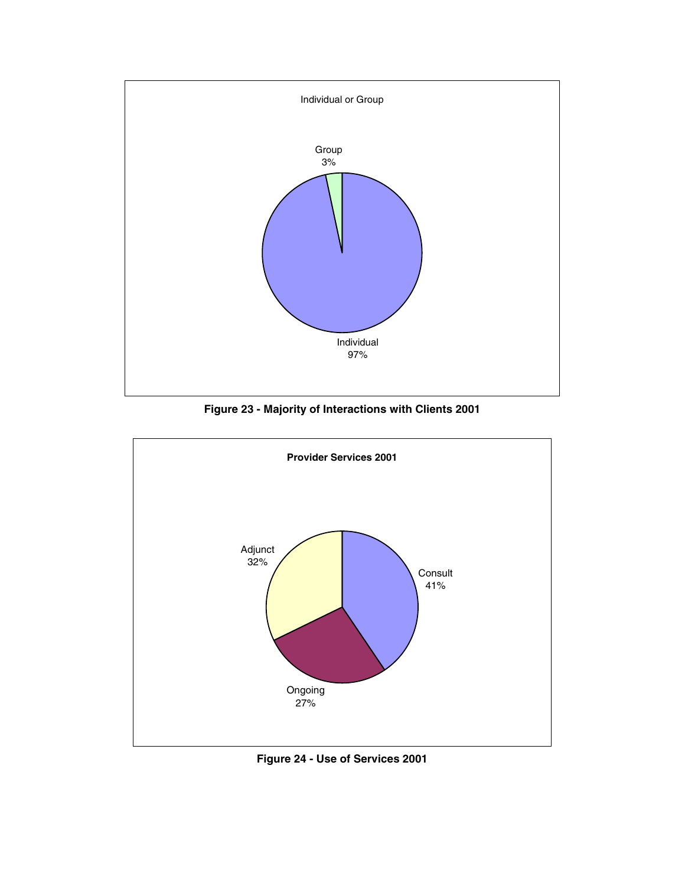Individual or Group

Group
3%

Individual
97%

**Figure 23 - Majority of Interactions with Clients 2001**

**Provider Services 2001**

Adjunct
32%

Consult
41%

Ongoing
27%

**Figure 24 - Use of Services 2001**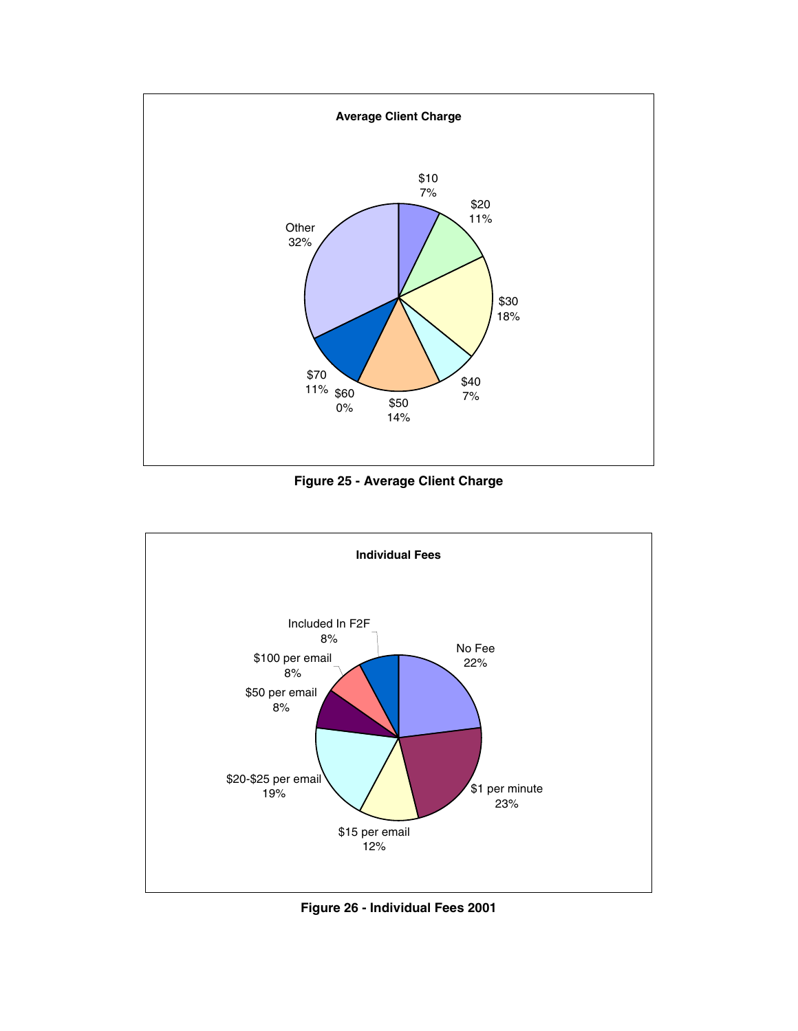**Average Client Charge**

| Charge | Percentage |
|---|---|
| $10 | 7% |
| $20 | 11% |
| $30 | 18% |
| $40 | 7% |
| $50 | 14% |
| $60 | 0% |
| $70 | 11% |
| Other | 32% |

**Figure 25 - Average Client Charge**

**Individual Fees**

| Fee | Percentage |
|---|---|
| No Fee | 22% |
| $1 per minute | 23% |
| $15 per email | 12% |
| $20-$25 per email | 19% |
| $50 per email | 8% |
| $100 per email | 8% |
| Included In F2F | 8% |

**Figure 26 - Individual Fees 2001**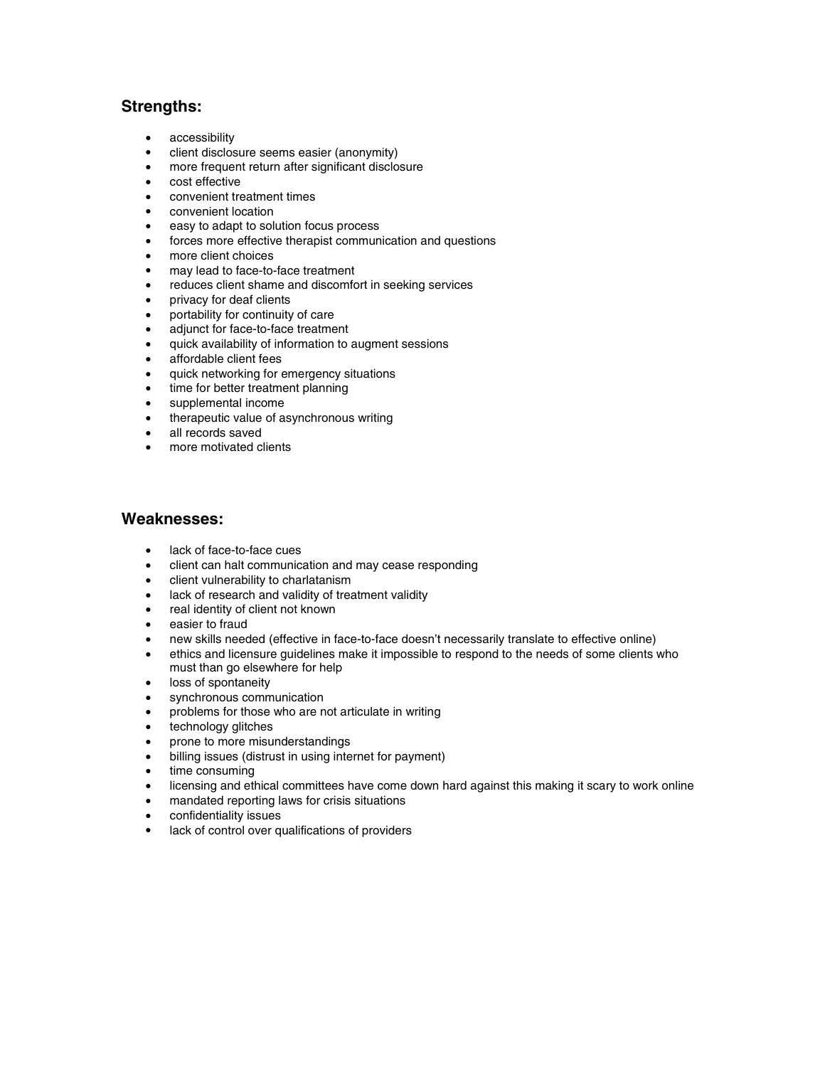## Strengths:

- accessibility
- client disclosure seems easier (anonymity)
- more frequent return after significant disclosure
- cost effective
- convenient treatment times
- convenient location
- easy to adapt to solution focus process
- forces more effective therapist communication and questions
- more client choices
- may lead to face-to-face treatment
- reduces client shame and discomfort in seeking services
- privacy for deaf clients
- portability for continuity of care
- adjunct for face-to-face treatment
- quick availability of information to augment sessions
- affordable client fees
- quick networking for emergency situations
- time for better treatment planning
- supplemental income
- therapeutic value of asynchronous writing
- all records saved
- more motivated clients

## Weaknesses:

- lack of face-to-face cues
- client can halt communication and may cease responding
- client vulnerability to charlatanism
- lack of research and validity of treatment validity
- real identity of client not known
- easier to fraud
- new skills needed (effective in face-to-face doesn't necessarily translate to effective online)
- ethics and licensure guidelines make it impossible to respond to the needs of some clients who must than go elsewhere for help
- loss of spontaneity
- synchronous communication
- problems for those who are not articulate in writing
- technology glitches
- prone to more misunderstandings
- billing issues (distrust in using internet for payment)
- time consuming
- licensing and ethical committees have come down hard against this making it scary to work online
- mandated reporting laws for crisis situations
- confidentiality issues
- lack of control over qualifications of providers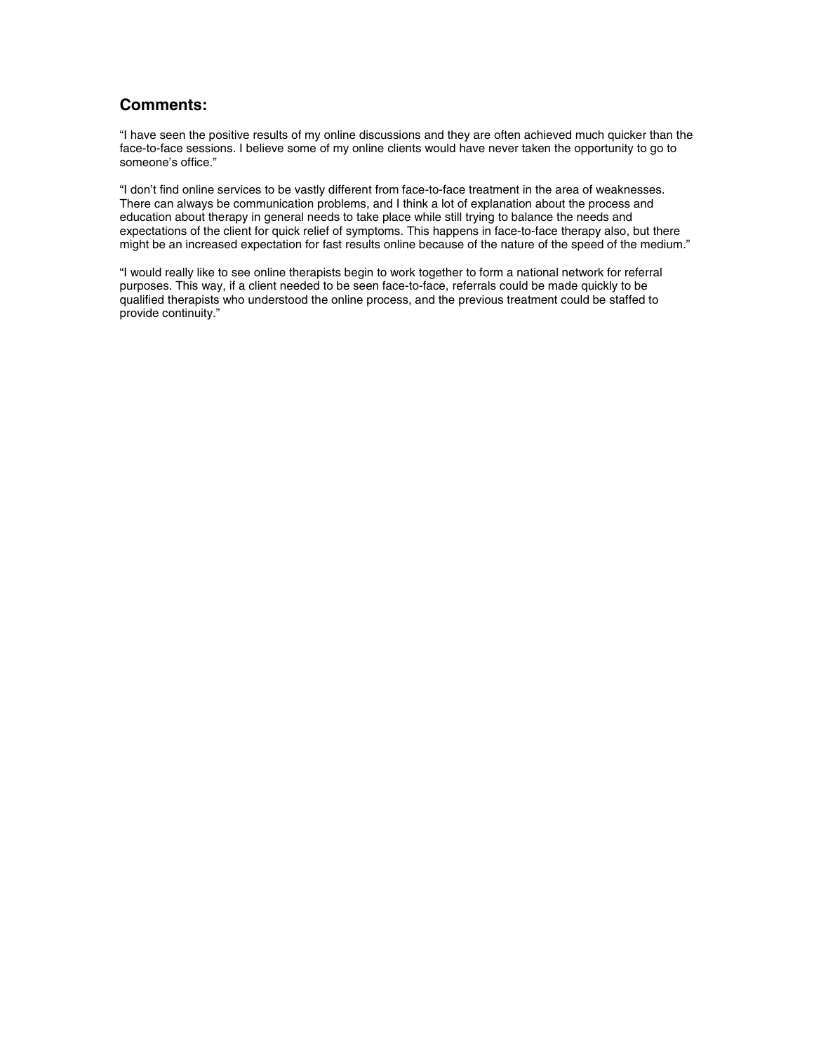## Comments:

"I have seen the positive results of my online discussions and they are often achieved much quicker than the face-to-face sessions. I believe some of my online clients would have never taken the opportunity to go to someone's office."

"I don't find online services to be vastly different from face-to-face treatment in the area of weaknesses. There can always be communication problems, and I think a lot of explanation about the process and education about therapy in general needs to take place while still trying to balance the needs and expectations of the client for quick relief of symptoms. This happens in face-to-face therapy also, but there might be an increased expectation for fast results online because of the nature of the speed of the medium."

"I would really like to see online therapists begin to work together to form a national network for referral purposes. This way, if a client needed to be seen face-to-face, referrals could be made quickly to be qualified therapists who understood the online process, and the previous treatment could be staffed to provide continuity."